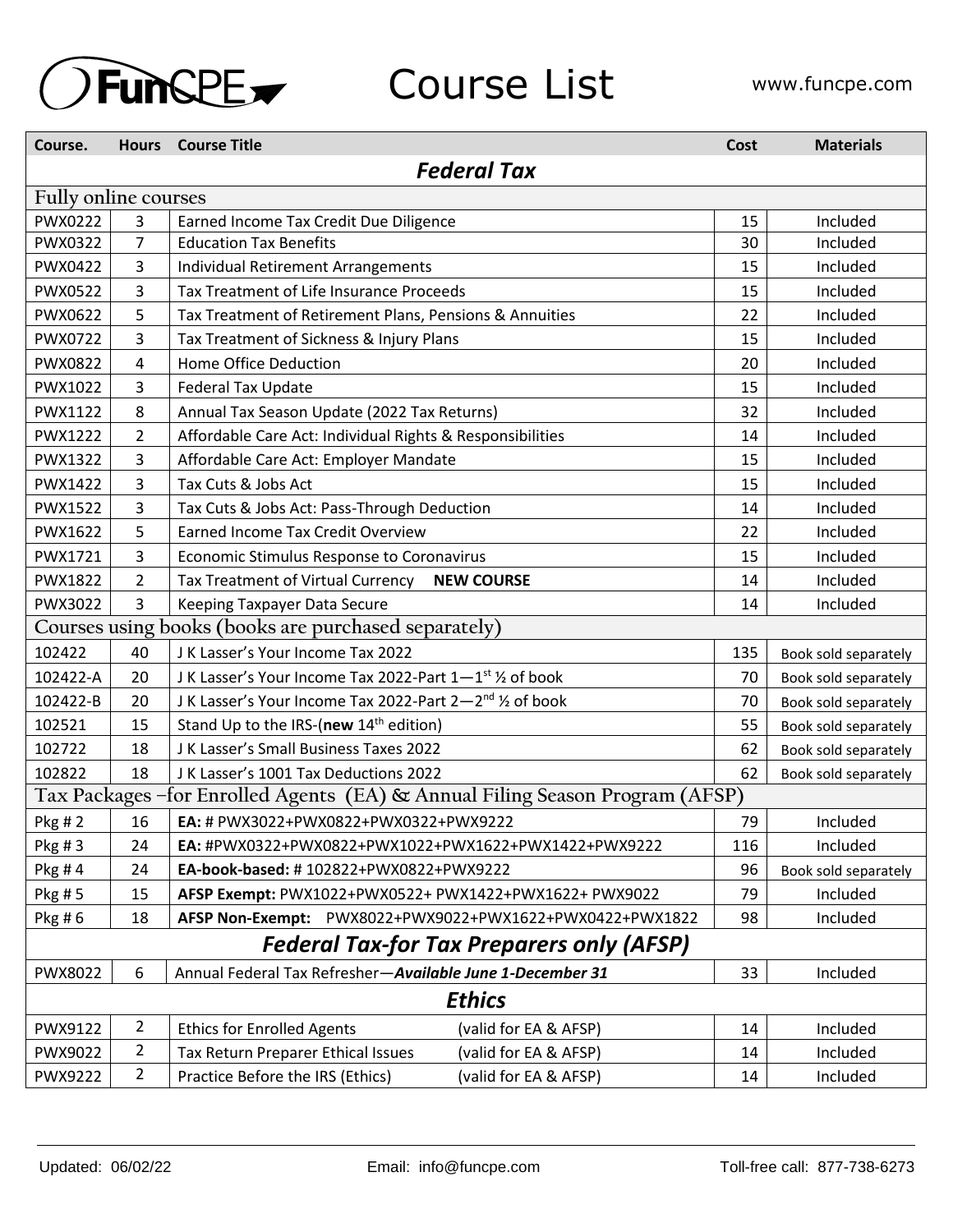# FunCPE Course List

www.funcpe.com

| Course. | Hours | Course Title | Cost | Materials |
|---|---|---|---|---|
| ***Federal Tax*** | | | | |
| Fully online courses | | | | |
| PWX0222 | 3 | Earned Income Tax Credit Due Diligence | 15 | Included |
| PWX0322 | 7 | Education Tax Benefits | 30 | Included |
| PWX0422 | 3 | Individual Retirement Arrangements | 15 | Included |
| PWX0522 | 3 | Tax Treatment of Life Insurance Proceeds | 15 | Included |
| PWX0622 | 5 | Tax Treatment of Retirement Plans, Pensions & Annuities | 22 | Included |
| PWX0722 | 3 | Tax Treatment of Sickness & Injury Plans | 15 | Included |
| PWX0822 | 4 | Home Office Deduction | 20 | Included |
| PWX1022 | 3 | Federal Tax Update | 15 | Included |
| PWX1122 | 8 | Annual Tax Season Update (2022 Tax Returns) | 32 | Included |
| PWX1222 | 2 | Affordable Care Act: Individual Rights & Responsibilities | 14 | Included |
| PWX1322 | 3 | Affordable Care Act: Employer Mandate | 15 | Included |
| PWX1422 | 3 | Tax Cuts & Jobs Act | 15 | Included |
| PWX1522 | 3 | Tax Cuts & Jobs Act: Pass-Through Deduction | 14 | Included |
| PWX1622 | 5 | Earned Income Tax Credit Overview | 22 | Included |
| PWX1721 | 3 | Economic Stimulus Response to Coronavirus | 15 | Included |
| PWX1822 | 2 | Tax Treatment of Virtual Currency **NEW COURSE** | 14 | Included |
| PWX3022 | 3 | Keeping Taxpayer Data Secure | 14 | Included |
| Courses using books (books are purchased separately) | | | | |
| 102422 | 40 | J K Lasser's Your Income Tax 2022 | 135 | Book sold separately |
| 102422-A | 20 | J K Lasser's Your Income Tax 2022-Part 1—1st ½ of book | 70 | Book sold separately |
| 102422-B | 20 | J K Lasser's Your Income Tax 2022-Part 2—2nd ½ of book | 70 | Book sold separately |
| 102521 | 15 | Stand Up to the IRS-(**new** 14th edition) | 55 | Book sold separately |
| 102722 | 18 | J K Lasser's Small Business Taxes 2022 | 62 | Book sold separately |
| 102822 | 18 | J K Lasser's 1001 Tax Deductions 2022 | 62 | Book sold separately |
| Tax Packages –for Enrolled Agents (EA) & Annual Filing Season Program (AFSP) | | | | |
| Pkg # 2 | 16 | **EA:** # PWX3022+PWX0822+PWX0322+PWX9222 | 79 | Included |
| Pkg # 3 | 24 | **EA:** #PWX0322+PWX0822+PWX1022+PWX1622+PWX1422+PWX9222 | 116 | Included |
| Pkg # 4 | 24 | **EA-book-based:** # 102822+PWX0822+PWX9222 | 96 | Book sold separately |
| Pkg # 5 | 15 | **AFSP Exempt:** PWX1022+PWX0522+ PWX1422+PWX1622+ PWX9022 | 79 | Included |
| Pkg # 6 | 18 | **AFSP Non-Exempt:** PWX8022+PWX9022+PWX1622+PWX0422+PWX1822 | 98 | Included |
| ***Federal Tax-for Tax Preparers only (AFSP)*** | | | | |
| PWX8022 | 6 | Annual Federal Tax Refresher—***Available June 1-December 31*** | 33 | Included |
| ***Ethics*** | | | | |
| PWX9122 | 2 | Ethics for Enrolled Agents (valid for EA & AFSP) | 14 | Included |
| PWX9022 | 2 | Tax Return Preparer Ethical Issues (valid for EA & AFSP) | 14 | Included |
| PWX9222 | 2 | Practice Before the IRS (Ethics) (valid for EA & AFSP) | 14 | Included |

Updated: 06/02/22 Email: info@funcpe.com Toll-free call: 877-738-6273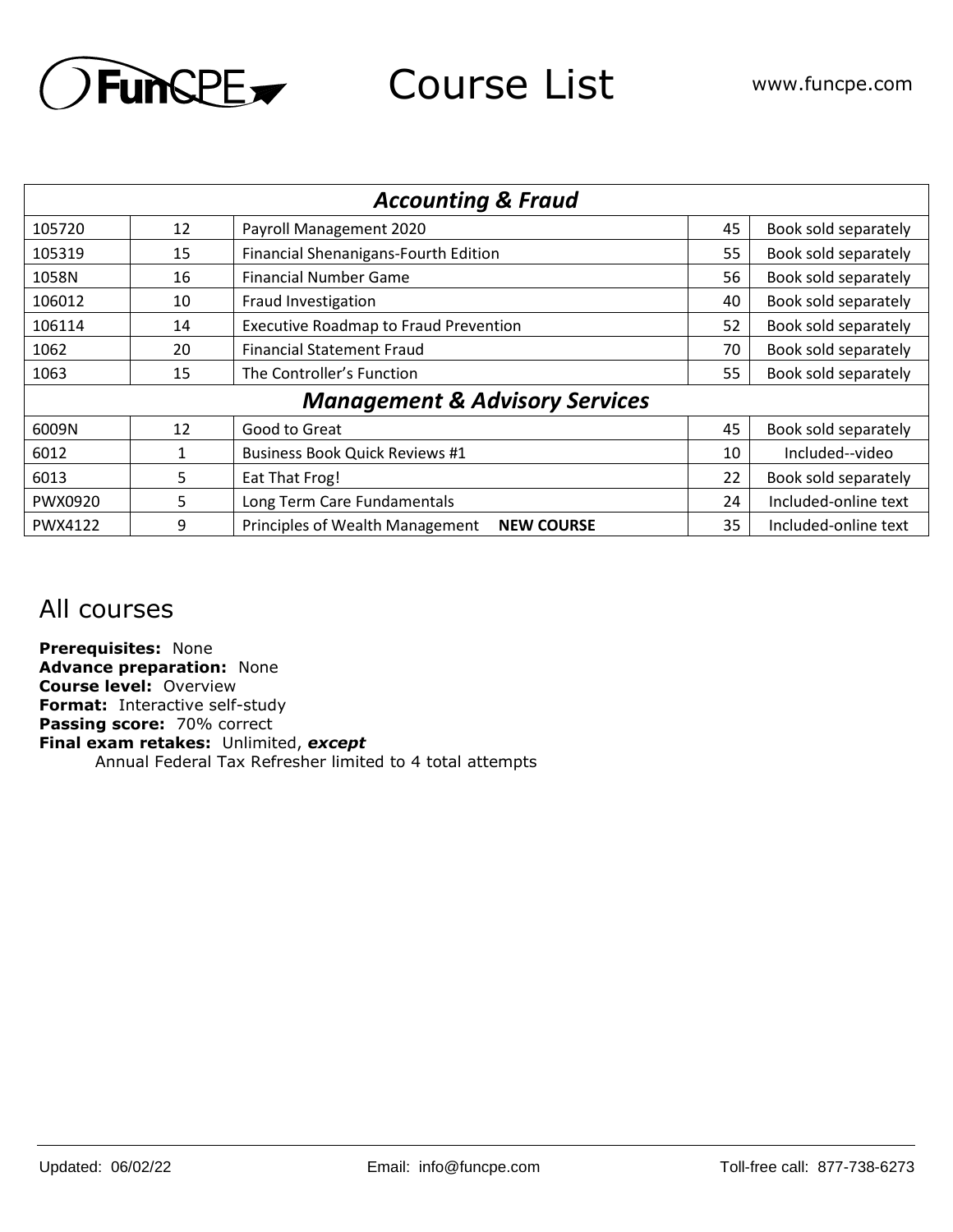# FunCPE Course List

www.funcpe.com

| *Accounting & Fraud* | | | | |
|---|---|---|---|---|
| 105720 | 12 | Payroll Management 2020 | 45 | Book sold separately |
| 105319 | 15 | Financial Shenanigans-Fourth Edition | 55 | Book sold separately |
| 1058N | 16 | Financial Number Game | 56 | Book sold separately |
| 106012 | 10 | Fraud Investigation | 40 | Book sold separately |
| 106114 | 14 | Executive Roadmap to Fraud Prevention | 52 | Book sold separately |
| 1062 | 20 | Financial Statement Fraud | 70 | Book sold separately |
| 1063 | 15 | The Controller's Function | 55 | Book sold separately |
| ***Management & Advisory Services*** | | | | |
| 6009N | 12 | Good to Great | 45 | Book sold separately |
| 6012 | 1 | Business Book Quick Reviews #1 | 10 | Included--video |
| 6013 | 5 | Eat That Frog! | 22 | Book sold separately |
| PWX0920 | 5 | Long Term Care Fundamentals | 24 | Included-online text |
| PWX4122 | 9 | Principles of Wealth Management **NEW COURSE** | 35 | Included-online text |

## All courses

**Prerequisites:** None
**Advance preparation:** None
**Course level:** Overview
**Format:** Interactive self-study
**Passing score:** 70% correct
**Final exam retakes:** Unlimited, ***except***
Annual Federal Tax Refresher limited to 4 total attempts

Updated: 06/02/22 Email: info@funcpe.com Toll-free call: 877-738-6273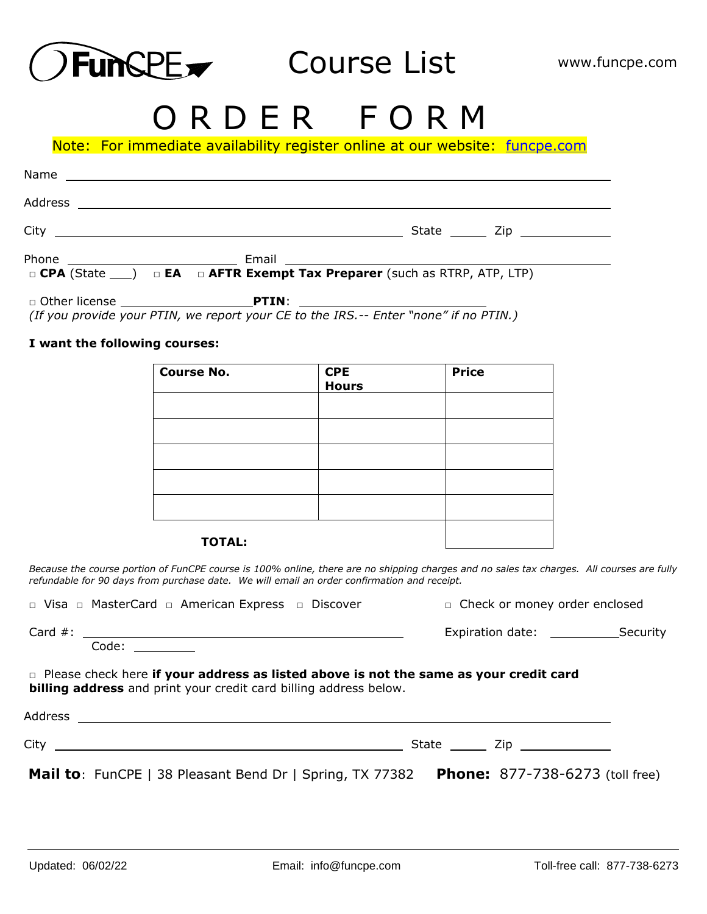FunCPE

# Course List

www.funcpe.com

# ORDER FORM

Note: For immediate availability register online at our website: [funcpe.com](funcpe.com)

Name ______________________________________________

Address ______________________________________________

City ______________________________ State ______ Zip __________

Phone ____________________ Email ______________________________

□ **CPA** (State ___) □ **EA** □ **AFTR Exempt Tax Preparer** (such as RTRP, ATP, LTP)

□ Other license ________________ **PTIN**: ____________________

*(If you provide your PTIN, we report your CE to the IRS.-- Enter "none" if no PTIN.)*

**I want the following courses:**

| Course No. | CPE Hours | Price |
|---|---|---|
| | | |
| | | |
| | | |
| | | |
| | | |
| **TOTAL:** | | |

*Because the course portion of FunCPE course is 100% online, there are no shipping charges and no sales tax charges. All courses are fully refundable for 90 days from purchase date. We will email an order confirmation and receipt.*

□ Visa □ MasterCard □ American Express □ Discover □ Check or money order enclosed

Card #: ______________________________ Expiration date: __________ Security Code: ________

□ Please check here **if your address as listed above is not the same as your credit card billing address** and print your credit card billing address below.

Address ______________________________________________

City ______________________________ State ______ Zip __________

**Mail to**: FunCPE | 38 Pleasant Bend Dr | Spring, TX 77382 **Phone:** 877-738-6273 (toll free)

Updated: 06/02/22 Email: info@funcpe.com Toll-free call: 877-738-6273